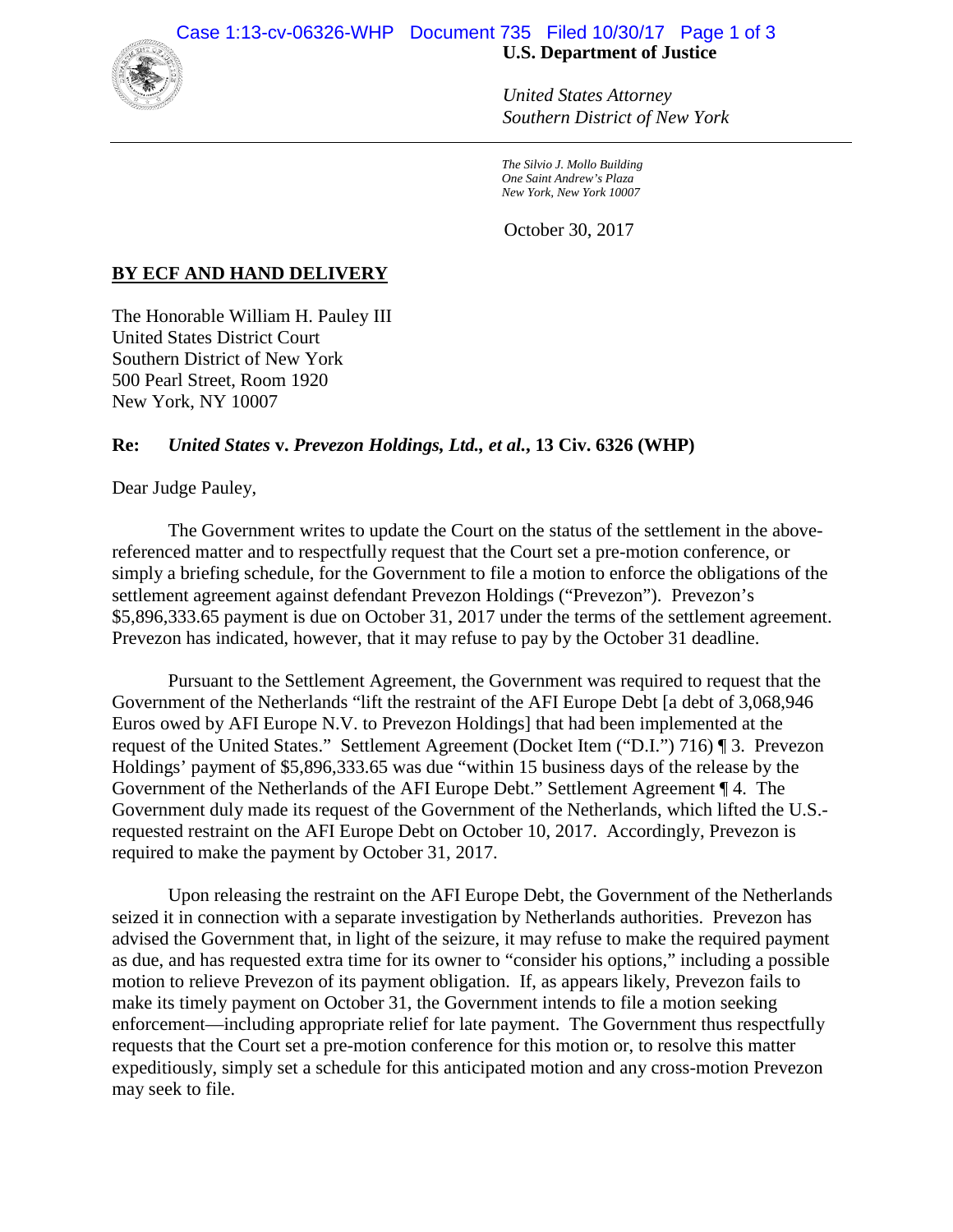**U.S. Department of Justice**

*United States Attorney*
*Southern District of New York*

*The Silvio J. Mollo Building*
*One Saint Andrew's Plaza*
*New York, New York 10007*

October 30, 2017

**BY ECF AND HAND DELIVERY**

The Honorable William H. Pauley III
United States District Court
Southern District of New York
500 Pearl Street, Room 1920
New York, NY 10007

**Re: *United States* v. *Prevezon Holdings, Ltd., et al.*, 13 Civ. 6326 (WHP)**

Dear Judge Pauley,

The Government writes to update the Court on the status of the settlement in the above-referenced matter and to respectfully request that the Court set a pre-motion conference, or simply a briefing schedule, for the Government to file a motion to enforce the obligations of the settlement agreement against defendant Prevezon Holdings ("Prevezon"). Prevezon's $5,896,333.65 payment is due on October 31, 2017 under the terms of the settlement agreement. Prevezon has indicated, however, that it may refuse to pay by the October 31 deadline.

Pursuant to the Settlement Agreement, the Government was required to request that the Government of the Netherlands "lift the restraint of the AFI Europe Debt [a debt of 3,068,946 Euros owed by AFI Europe N.V. to Prevezon Holdings] that had been implemented at the request of the United States." Settlement Agreement (Docket Item ("D.I.") 716) ¶ 3. Prevezon Holdings' payment of $5,896,333.65 was due "within 15 business days of the release by the Government of the Netherlands of the AFI Europe Debt." Settlement Agreement ¶ 4. The Government duly made its request of the Government of the Netherlands, which lifted the U.S.-requested restraint on the AFI Europe Debt on October 10, 2017. Accordingly, Prevezon is required to make the payment by October 31, 2017.

Upon releasing the restraint on the AFI Europe Debt, the Government of the Netherlands seized it in connection with a separate investigation by Netherlands authorities. Prevezon has advised the Government that, in light of the seizure, it may refuse to make the required payment as due, and has requested extra time for its owner to "consider his options," including a possible motion to relieve Prevezon of its payment obligation. If, as appears likely, Prevezon fails to make its timely payment on October 31, the Government intends to file a motion seeking enforcement—including appropriate relief for late payment. The Government thus respectfully requests that the Court set a pre-motion conference for this motion or, to resolve this matter expeditiously, simply set a schedule for this anticipated motion and any cross-motion Prevezon may seek to file.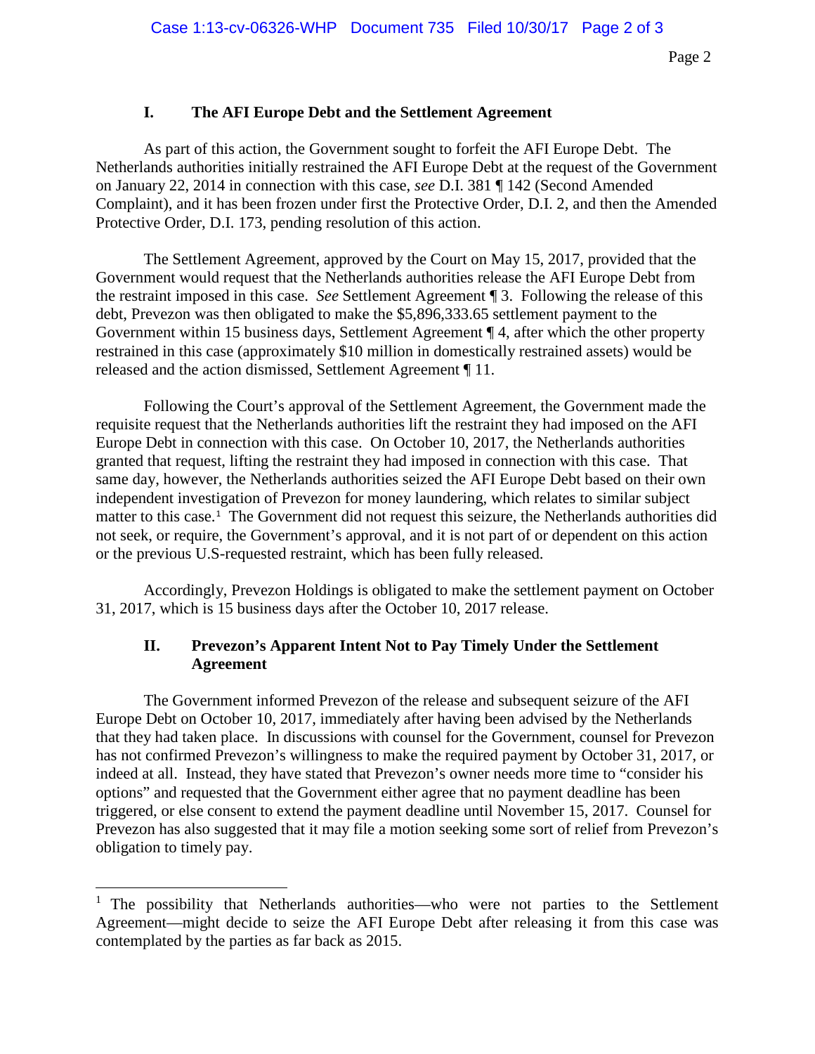## I. The AFI Europe Debt and the Settlement Agreement

As part of this action, the Government sought to forfeit the AFI Europe Debt. The Netherlands authorities initially restrained the AFI Europe Debt at the request of the Government on January 22, 2014 in connection with this case, *see* D.I. 381 ¶ 142 (Second Amended Complaint), and it has been frozen under first the Protective Order, D.I. 2, and then the Amended Protective Order, D.I. 173, pending resolution of this action.

The Settlement Agreement, approved by the Court on May 15, 2017, provided that the Government would request that the Netherlands authorities release the AFI Europe Debt from the restraint imposed in this case. *See* Settlement Agreement ¶ 3. Following the release of this debt, Prevezon was then obligated to make the $5,896,333.65 settlement payment to the Government within 15 business days, Settlement Agreement ¶ 4, after which the other property restrained in this case (approximately $10 million in domestically restrained assets) would be released and the action dismissed, Settlement Agreement ¶ 11.

Following the Court's approval of the Settlement Agreement, the Government made the requisite request that the Netherlands authorities lift the restraint they had imposed on the AFI Europe Debt in connection with this case. On October 10, 2017, the Netherlands authorities granted that request, lifting the restraint they had imposed in connection with this case. That same day, however, the Netherlands authorities seized the AFI Europe Debt based on their own independent investigation of Prevezon for money laundering, which relates to similar subject matter to this case.[1] The Government did not request this seizure, the Netherlands authorities did not seek, or require, the Government's approval, and it is not part of or dependent on this action or the previous U.S-requested restraint, which has been fully released.

Accordingly, Prevezon Holdings is obligated to make the settlement payment on October 31, 2017, which is 15 business days after the October 10, 2017 release.

## II. Prevezon's Apparent Intent Not to Pay Timely Under the Settlement Agreement

The Government informed Prevezon of the release and subsequent seizure of the AFI Europe Debt on October 10, 2017, immediately after having been advised by the Netherlands that they had taken place. In discussions with counsel for the Government, counsel for Prevezon has not confirmed Prevezon's willingness to make the required payment by October 31, 2017, or indeed at all. Instead, they have stated that Prevezon's owner needs more time to "consider his options" and requested that the Government either agree that no payment deadline has been triggered, or else consent to extend the payment deadline until November 15, 2017. Counsel for Prevezon has also suggested that it may file a motion seeking some sort of relief from Prevezon's obligation to timely pay.

---

[1] The possibility that Netherlands authorities—who were not parties to the Settlement Agreement—might decide to seize the AFI Europe Debt after releasing it from this case was contemplated by the parties as far back as 2015.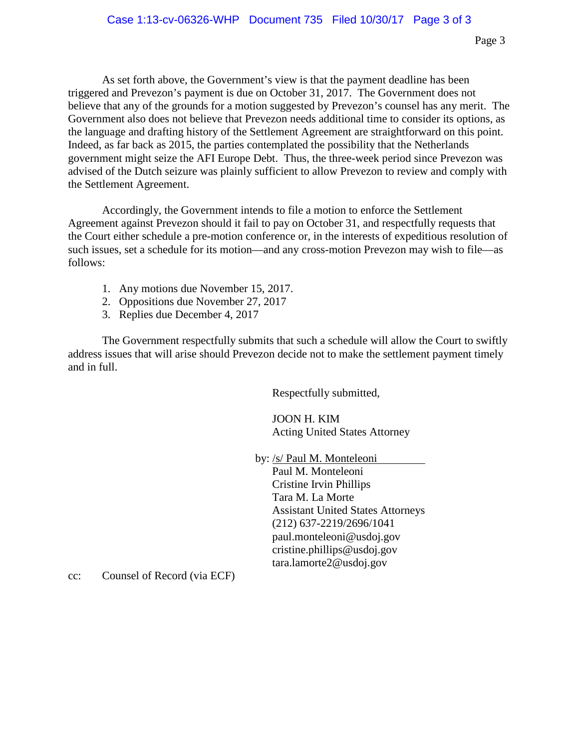As set forth above, the Government's view is that the payment deadline has been triggered and Prevezon's payment is due on October 31, 2017. The Government does not believe that any of the grounds for a motion suggested by Prevezon's counsel has any merit. The Government also does not believe that Prevezon needs additional time to consider its options, as the language and drafting history of the Settlement Agreement are straightforward on this point. Indeed, as far back as 2015, the parties contemplated the possibility that the Netherlands government might seize the AFI Europe Debt. Thus, the three-week period since Prevezon was advised of the Dutch seizure was plainly sufficient to allow Prevezon to review and comply with the Settlement Agreement.

Accordingly, the Government intends to file a motion to enforce the Settlement Agreement against Prevezon should it fail to pay on October 31, and respectfully requests that the Court either schedule a pre-motion conference or, in the interests of expeditious resolution of such issues, set a schedule for its motion—and any cross-motion Prevezon may wish to file—as follows:

1. Any motions due November 15, 2017.
2. Oppositions due November 27, 2017
3. Replies due December 4, 2017

The Government respectfully submits that such a schedule will allow the Court to swiftly address issues that will arise should Prevezon decide not to make the settlement payment timely and in full.

Respectfully submitted,

JOON H. KIM
Acting United States Attorney

by: /s/ Paul M. Monteleoni
Paul M. Monteleoni
Cristine Irvin Phillips
Tara M. La Morte
Assistant United States Attorneys
(212) 637-2219/2696/1041
paul.monteleoni@usdoj.gov
cristine.phillips@usdoj.gov
tara.lamorte2@usdoj.gov

cc: Counsel of Record (via ECF)